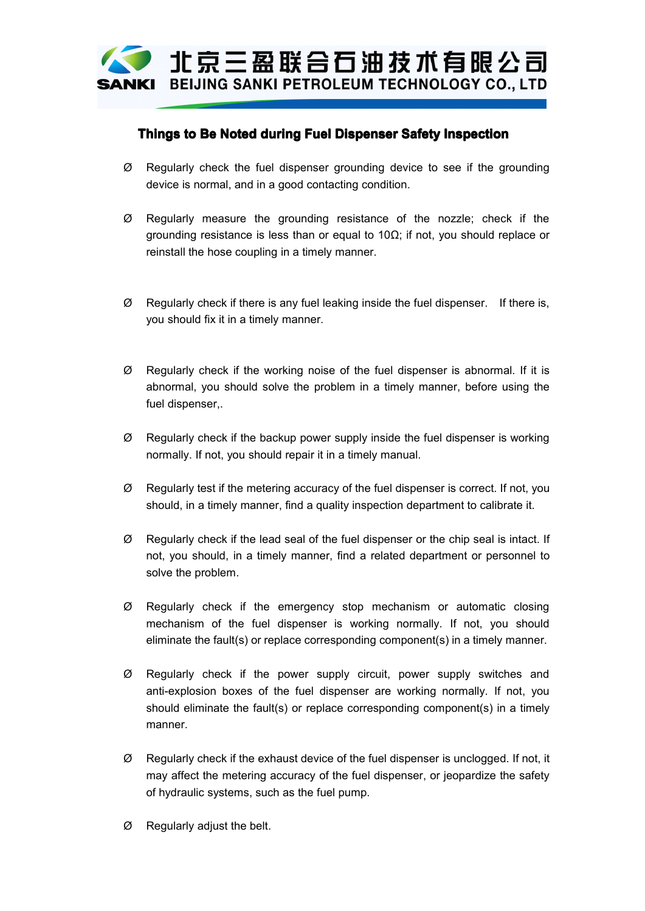# Things to Be Noted during Fuel Dispenser Safety Inspection

- Regularly check the fuel dispenser grounding device to see if the grounding device is normal, and in a good contacting condition.

- Regularly measure the grounding resistance of the nozzle; check if the grounding resistance is less than or equal to 10Ω; if not, you should replace or reinstall the hose coupling in a timely manner.

- Regularly check if there is any fuel leaking inside the fuel dispenser. If there is, you should fix it in a timely manner.

- Regularly check if the working noise of the fuel dispenser is abnormal. If it is abnormal, you should solve the problem in a timely manner, before using the fuel dispenser,.

- Regularly check if the backup power supply inside the fuel dispenser is working normally. If not, you should repair it in a timely manual.

- Regularly test if the metering accuracy of the fuel dispenser is correct. If not, you should, in a timely manner, find a quality inspection department to calibrate it.

- Regularly check if the lead seal of the fuel dispenser or the chip seal is intact. If not, you should, in a timely manner, find a related department or personnel to solve the problem.

- Regularly check if the emergency stop mechanism or automatic closing mechanism of the fuel dispenser is working normally. If not, you should eliminate the fault(s) or replace corresponding component(s) in a timely manner.

- Regularly check if the power supply circuit, power supply switches and anti-explosion boxes of the fuel dispenser are working normally. If not, you should eliminate the fault(s) or replace corresponding component(s) in a timely manner.

- Regularly check if the exhaust device of the fuel dispenser is unclogged. If not, it may affect the metering accuracy of the fuel dispenser, or jeopardize the safety of hydraulic systems, such as the fuel pump.

- Regularly adjust the belt.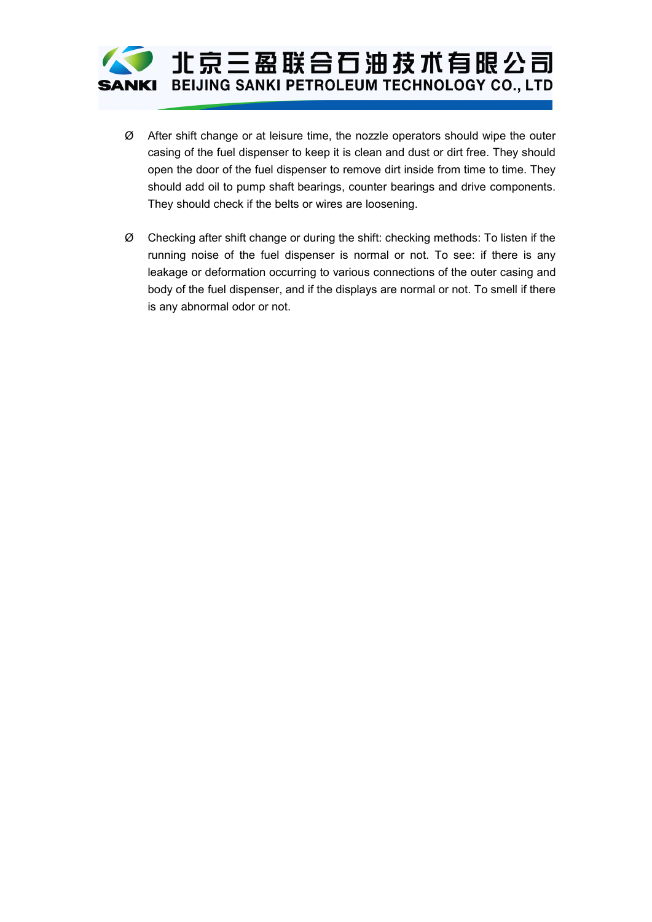- After shift change or at leisure time, the nozzle operators should wipe the outer casing of the fuel dispenser to keep it is clean and dust or dirt free. They should open the door of the fuel dispenser to remove dirt inside from time to time. They should add oil to pump shaft bearings, counter bearings and drive components. They should check if the belts or wires are loosening.

- Checking after shift change or during the shift: checking methods: To listen if the running noise of the fuel dispenser is normal or not. To see: if there is any leakage or deformation occurring to various connections of the outer casing and body of the fuel dispenser, and if the displays are normal or not. To smell if there is any abnormal odor or not.